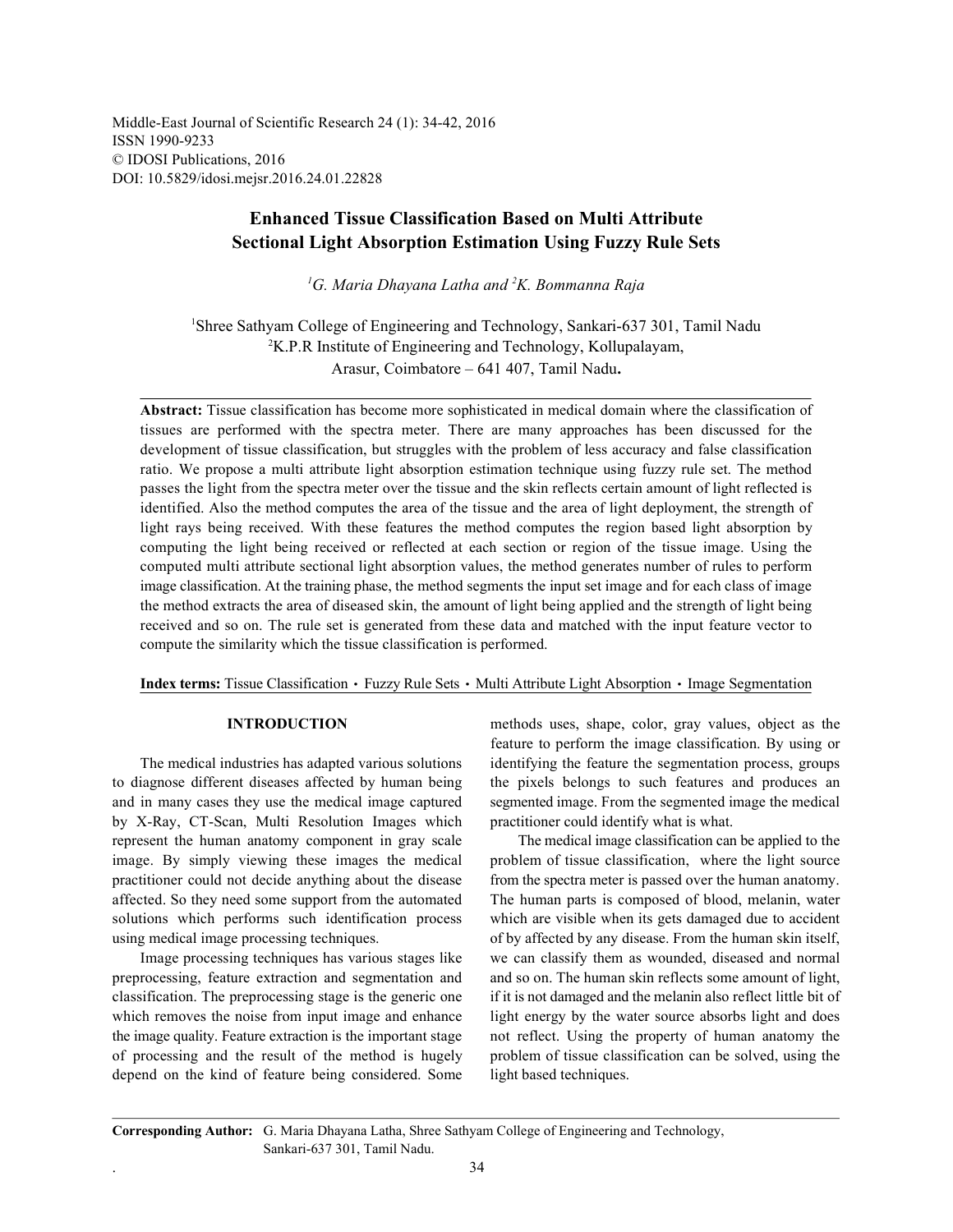Middle-East Journal of Scientific Research 24 (1): 34-42, 2016
ISSN 1990-9233
© IDOSI Publications, 2016
DOI: 10.5829/idosi.mejsr.2016.24.01.22828

# Enhanced Tissue Classification Based on Multi Attribute Sectional Light Absorption Estimation Using Fuzzy Rule Sets

*[1]G. Maria Dhayana Latha and [2]K. Bommanna Raja*

[1]Shree Sathyam College of Engineering and Technology, Sankari-637 301, Tamil Nadu
[2]K.P.R Institute of Engineering and Technology, Kollupalayam, Arasur, Coimbatore – 641 407, Tamil Nadu.

**Abstract:** Tissue classification has become more sophisticated in medical domain where the classification of tissues are performed with the spectra meter. There are many approaches has been discussed for the development of tissue classification, but struggles with the problem of less accuracy and false classification ratio. We propose a multi attribute light absorption estimation technique using fuzzy rule set. The method passes the light from the spectra meter over the tissue and the skin reflects certain amount of light reflected is identified. Also the method computes the area of the tissue and the area of light deployment, the strength of light rays being received. With these features the method computes the region based light absorption by computing the light being received or reflected at each section or region of the tissue image. Using the computed multi attribute sectional light absorption values, the method generates number of rules to perform image classification. At the training phase, the method segments the input set image and for each class of image the method extracts the area of diseased skin, the amount of light being applied and the strength of light being received and so on. The rule set is generated from these data and matched with the input feature vector to compute the similarity which the tissue classification is performed.

**Index terms:** Tissue Classification • Fuzzy Rule Sets • Multi Attribute Light Absorption • Image Segmentation

## INTRODUCTION

The medical industries has adapted various solutions to diagnose different diseases affected by human being and in many cases they use the medical image captured by X-Ray, CT-Scan, Multi Resolution Images which represent the human anatomy component in gray scale image. By simply viewing these images the medical practitioner could not decide anything about the disease affected. So they need some support from the automated solutions which performs such identification process using medical image processing techniques.

Image processing techniques has various stages like preprocessing, feature extraction and segmentation and classification. The preprocessing stage is the generic one which removes the noise from input image and enhance the image quality. Feature extraction is the important stage of processing and the result of the method is hugely depend on the kind of feature being considered. Some methods uses, shape, color, gray values, object as the feature to perform the image classification. By using or identifying the feature the segmentation process, groups the pixels belongs to such features and produces an segmented image. From the segmented image the medical practitioner could identify what is what.

The medical image classification can be applied to the problem of tissue classification, where the light source from the spectra meter is passed over the human anatomy. The human parts is composed of blood, melanin, water which are visible when its gets damaged due to accident of by affected by any disease. From the human skin itself, we can classify them as wounded, diseased and normal and so on. The human skin reflects some amount of light, if it is not damaged and the melanin also reflect little bit of light energy by the water source absorbs light and does not reflect. Using the property of human anatomy the problem of tissue classification can be solved, using the light based techniques.

**Corresponding Author:** G. Maria Dhayana Latha, Shree Sathyam College of Engineering and Technology, Sankari-637 301, Tamil Nadu.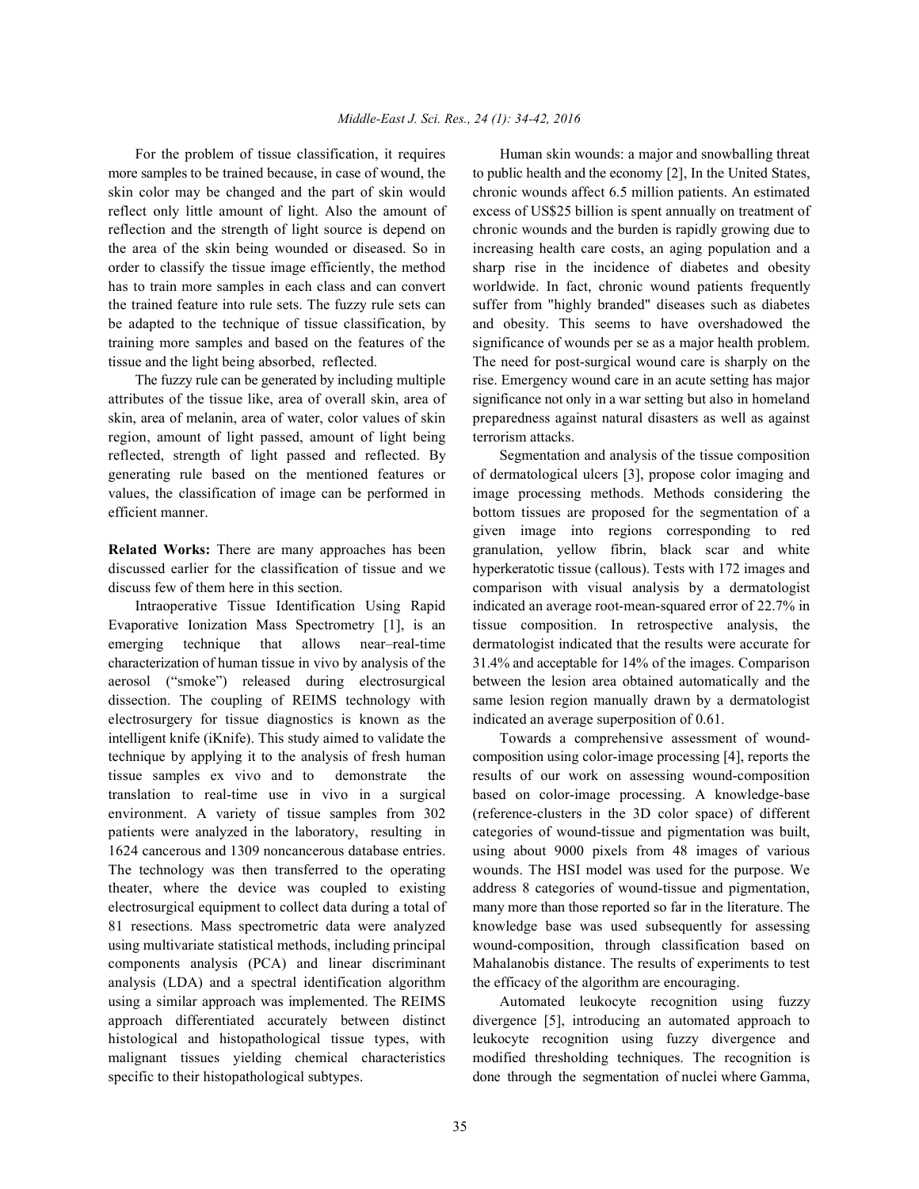For the problem of tissue classification, it requires more samples to be trained because, in case of wound, the skin color may be changed and the part of skin would reflect only little amount of light. Also the amount of reflection and the strength of light source is depend on the area of the skin being wounded or diseased. So in order to classify the tissue image efficiently, the method has to train more samples in each class and can convert the trained feature into rule sets. The fuzzy rule sets can be adapted to the technique of tissue classification, by training more samples and based on the features of the tissue and the light being absorbed, reflected.

The fuzzy rule can be generated by including multiple attributes of the tissue like, area of overall skin, area of skin, area of melanin, area of water, color values of skin region, amount of light passed, amount of light being reflected, strength of light passed and reflected. By generating rule based on the mentioned features or values, the classification of image can be performed in efficient manner.

**Related Works:** There are many approaches has been discussed earlier for the classification of tissue and we discuss few of them here in this section.

Intraoperative Tissue Identification Using Rapid Evaporative Ionization Mass Spectrometry [1], is an emerging technique that allows near–real-time characterization of human tissue in vivo by analysis of the aerosol ("smoke") released during electrosurgical dissection. The coupling of REIMS technology with electrosurgery for tissue diagnostics is known as the intelligent knife (iKnife). This study aimed to validate the technique by applying it to the analysis of fresh human tissue samples ex vivo and to demonstrate the translation to real-time use in vivo in a surgical environment. A variety of tissue samples from 302 patients were analyzed in the laboratory, resulting in 1624 cancerous and 1309 noncancerous database entries. The technology was then transferred to the operating theater, where the device was coupled to existing electrosurgical equipment to collect data during a total of 81 resections. Mass spectrometric data were analyzed using multivariate statistical methods, including principal components analysis (PCA) and linear discriminant analysis (LDA) and a spectral identification algorithm using a similar approach was implemented. The REIMS approach differentiated accurately between distinct histological and histopathological tissue types, with malignant tissues yielding chemical characteristics specific to their histopathological subtypes.

Human skin wounds: a major and snowballing threat to public health and the economy [2], In the United States, chronic wounds affect 6.5 million patients. An estimated excess of US$25 billion is spent annually on treatment of chronic wounds and the burden is rapidly growing due to increasing health care costs, an aging population and a sharp rise in the incidence of diabetes and obesity worldwide. In fact, chronic wound patients frequently suffer from "highly branded" diseases such as diabetes and obesity. This seems to have overshadowed the significance of wounds per se as a major health problem. The need for post-surgical wound care is sharply on the rise. Emergency wound care in an acute setting has major significance not only in a war setting but also in homeland preparedness against natural disasters as well as against terrorism attacks.

Segmentation and analysis of the tissue composition of dermatological ulcers [3], propose color imaging and image processing methods. Methods considering the bottom tissues are proposed for the segmentation of a given image into regions corresponding to red granulation, yellow fibrin, black scar and white hyperkeratotic tissue (callous). Tests with 172 images and comparison with visual analysis by a dermatologist indicated an average root-mean-squared error of 22.7% in tissue composition. In retrospective analysis, the dermatologist indicated that the results were accurate for 31.4% and acceptable for 14% of the images. Comparison between the lesion area obtained automatically and the same lesion region manually drawn by a dermatologist indicated an average superposition of 0.61.

Towards a comprehensive assessment of wound-composition using color-image processing [4], reports the results of our work on assessing wound-composition based on color-image processing. A knowledge-base (reference-clusters in the 3D color space) of different categories of wound-tissue and pigmentation was built, using about 9000 pixels from 48 images of various wounds. The HSI model was used for the purpose. We address 8 categories of wound-tissue and pigmentation, many more than those reported so far in the literature. The knowledge base was used subsequently for assessing wound-composition, through classification based on Mahalanobis distance. The results of experiments to test the efficacy of the algorithm are encouraging.

Automated leukocyte recognition using fuzzy divergence [5], introducing an automated approach to leukocyte recognition using fuzzy divergence and modified thresholding techniques. The recognition is done through the segmentation of nuclei where Gamma,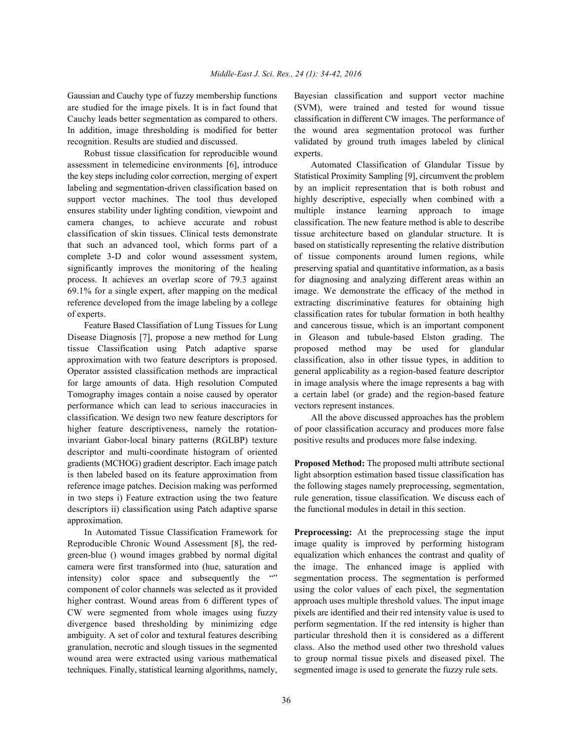Gaussian and Cauchy type of fuzzy membership functions are studied for the image pixels. It is in fact found that Cauchy leads better segmentation as compared to others. In addition, image thresholding is modified for better recognition. Results are studied and discussed.

Robust tissue classification for reproducible wound assessment in telemedicine environments [6], introduce the key steps including color correction, merging of expert labeling and segmentation-driven classification based on support vector machines. The tool thus developed ensures stability under lighting condition, viewpoint and camera changes, to achieve accurate and robust classification of skin tissues. Clinical tests demonstrate that such an advanced tool, which forms part of a complete 3-D and color wound assessment system, significantly improves the monitoring of the healing process. It achieves an overlap score of 79.3 against 69.1% for a single expert, after mapping on the medical reference developed from the image labeling by a college of experts.

Feature Based Classifiation of Lung Tissues for Lung Disease Diagnosis [7], propose a new method for Lung tissue Classification using Patch adaptive sparse approximation with two feature descriptors is proposed. Operator assisted classification methods are impractical for large amounts of data. High resolution Computed Tomography images contain a noise caused by operator performance which can lead to serious inaccuracies in classification. We design two new feature descriptors for higher feature descriptiveness, namely the rotation-invariant Gabor-local binary patterns (RGLBP) texture descriptor and multi-coordinate histogram of oriented gradients (MCHOG) gradient descriptor. Each image patch is then labeled based on its feature approximation from reference image patches. Decision making was performed in two steps i) Feature extraction using the two feature descriptors ii) classification using Patch adaptive sparse approximation.

In Automated Tissue Classification Framework for Reproducible Chronic Wound Assessment [8], the red-green-blue () wound images grabbed by normal digital camera were first transformed into (hue, saturation and intensity) color space and subsequently the "" component of color channels was selected as it provided higher contrast. Wound areas from 6 different types of CW were segmented from whole images using fuzzy divergence based thresholding by minimizing edge ambiguity. A set of color and textural features describing granulation, necrotic and slough tissues in the segmented wound area were extracted using various mathematical techniques. Finally, statistical learning algorithms, namely, Bayesian classification and support vector machine (SVM), were trained and tested for wound tissue classification in different CW images. The performance of the wound area segmentation protocol was further validated by ground truth images labeled by clinical experts.

Automated Classification of Glandular Tissue by Statistical Proximity Sampling [9], circumvent the problem by an implicit representation that is both robust and highly descriptive, especially when combined with a multiple instance learning approach to image classification. The new feature method is able to describe tissue architecture based on glandular structure. It is based on statistically representing the relative distribution of tissue components around lumen regions, while preserving spatial and quantitative information, as a basis for diagnosing and analyzing different areas within an image. We demonstrate the efficacy of the method in extracting discriminative features for obtaining high classification rates for tubular formation in both healthy and cancerous tissue, which is an important component in Gleason and tubule-based Elston grading. The proposed method may be used for glandular classification, also in other tissue types, in addition to general applicability as a region-based feature descriptor in image analysis where the image represents a bag with a certain label (or grade) and the region-based feature vectors represent instances.

All the above discussed approaches has the problem of poor classification accuracy and produces more false positive results and produces more false indexing.

**Proposed Method:** The proposed multi attribute sectional light absorption estimation based tissue classification has the following stages namely preprocessing, segmentation, rule generation, tissue classification. We discuss each of the functional modules in detail in this section.

**Preprocessing:** At the preprocessing stage the input image quality is improved by performing histogram equalization which enhances the contrast and quality of the image. The enhanced image is applied with segmentation process. The segmentation is performed using the color values of each pixel, the segmentation approach uses multiple threshold values. The input image pixels are identified and their red intensity value is used to perform segmentation. If the red intensity is higher than particular threshold then it is considered as a different class. Also the method used other two threshold values to group normal tissue pixels and diseased pixel. The segmented image is used to generate the fuzzy rule sets.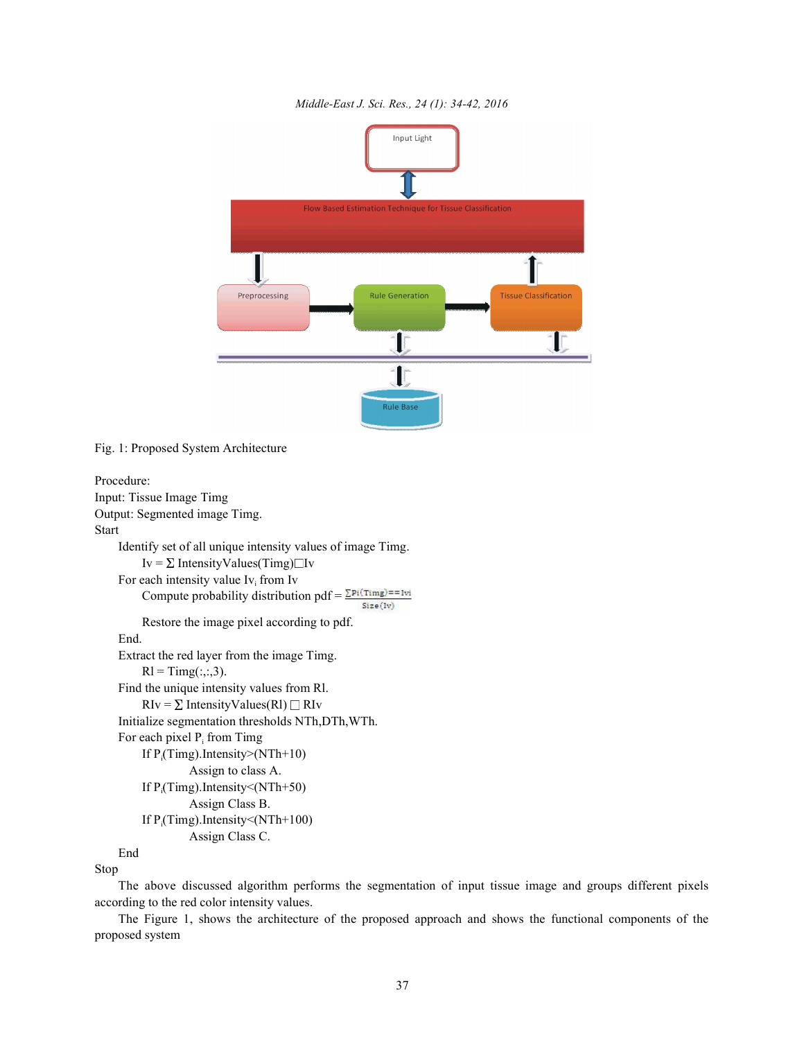Fig. 1: Proposed System Architecture

Procedure:
Input: Tissue Image Timg
Output: Segmented image Timg.
Start

Identify set of all unique intensity values of image Timg.

$Iv = \sum$ IntensityValues(Timg)□Iv

For each intensity value $Iv_i$ from Iv

Compute probability distribution pdf = $\frac{\sum Pi(Timg)==Ivi}{Size(Iv)}$

Restore the image pixel according to pdf.

End.

Extract the red layer from the image Timg.

Rl = Timg(:,:,3).

Find the unique intensity values from Rl.

$RIv = \sum$ IntensityValues(Rl) □ RIv

Initialize segmentation thresholds NTh,DTh,WTh.

For each pixel $P_i$ from Timg

If $P_i$(Timg).Intensity>(NTh+10)

Assign to class A.

If $P_i$(Timg).Intensity<(NTh+50)

Assign Class B.

If $P_i$(Timg).Intensity<(NTh+100)

Assign Class C.

End

Stop

The above discussed algorithm performs the segmentation of input tissue image and groups different pixels according to the red color intensity values.

The Figure 1, shows the architecture of the proposed approach and shows the functional components of the proposed system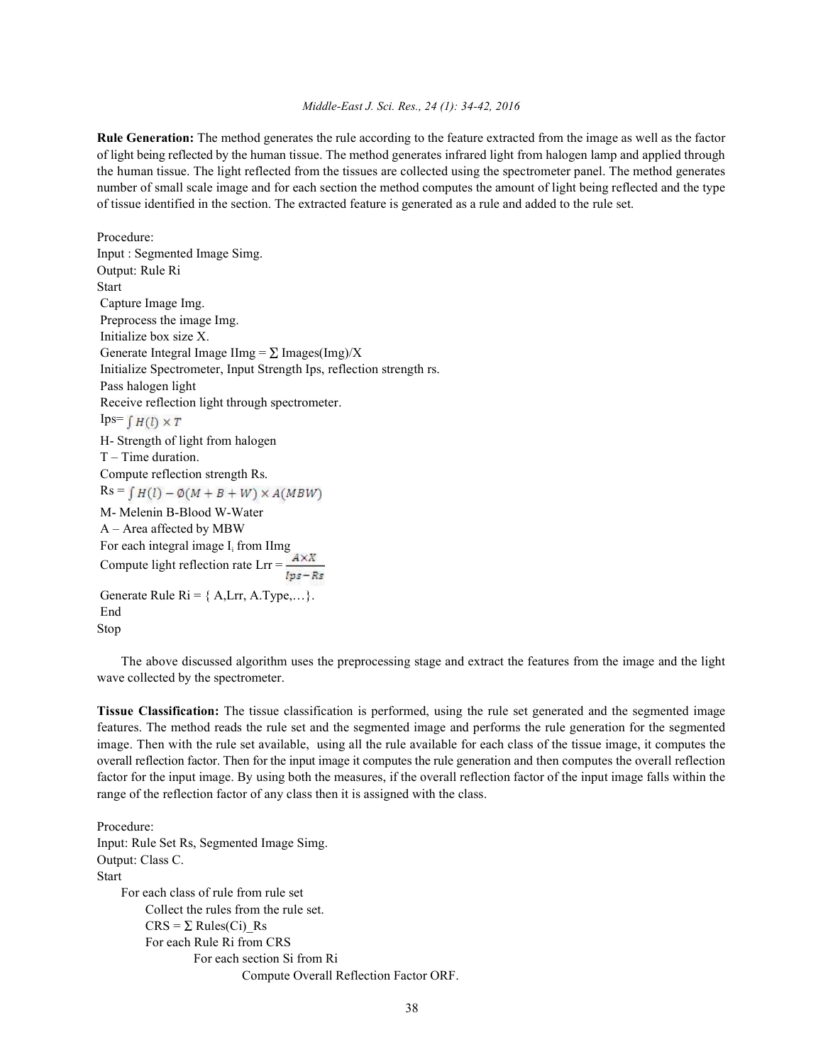**Rule Generation:** The method generates the rule according to the feature extracted from the image as well as the factor of light being reflected by the human tissue. The method generates infrared light from halogen lamp and applied through the human tissue. The light reflected from the tissues are collected using the spectrometer panel. The method generates number of small scale image and for each section the method computes the amount of light being reflected and the type of tissue identified in the section. The extracted feature is generated as a rule and added to the rule set.

Procedure:
Input : Segmented Image Simg.
Output: Rule Ri
Start
Capture Image Img.
Preprocess the image Img.
Initialize box size X.
Generate Integral Image IImg = $\sum$ Images(Img)/X
Initialize Spectrometer, Input Strength Ips, reflection strength rs.
Pass halogen light
Receive reflection light through spectrometer.
Ips= $\int H(l) \times T$
H- Strength of light from halogen
T – Time duration.
Compute reflection strength Rs.
Rs = $\int H(l) - \emptyset(M + B + W) \times A(MBW)$
M- Melenin B-Blood W-Water
A – Area affected by MBW
For each integral image $I_i$ from IImg
Compute light reflection rate Lrr = $\frac{A \times X}{Ips - Rs}$
Generate Rule Ri = { A,Lrr, A.Type,…}.
End
Stop

The above discussed algorithm uses the preprocessing stage and extract the features from the image and the light wave collected by the spectrometer.

**Tissue Classification:** The tissue classification is performed, using the rule set generated and the segmented image features. The method reads the rule set and the segmented image and performs the rule generation for the segmented image. Then with the rule set available, using all the rule available for each class of the tissue image, it computes the overall reflection factor. Then for the input image it computes the rule generation and then computes the overall reflection factor for the input image. By using both the measures, if the overall reflection factor of the input image falls within the range of the reflection factor of any class then it is assigned with the class.

Procedure:
Input: Rule Set Rs, Segmented Image Simg.
Output: Class C.
Start
For each class of rule from rule set
Collect the rules from the rule set.
CRS = $\sum$ Rules(Ci)_Rs
For each Rule Ri from CRS
For each section Si from Ri
Compute Overall Reflection Factor ORF.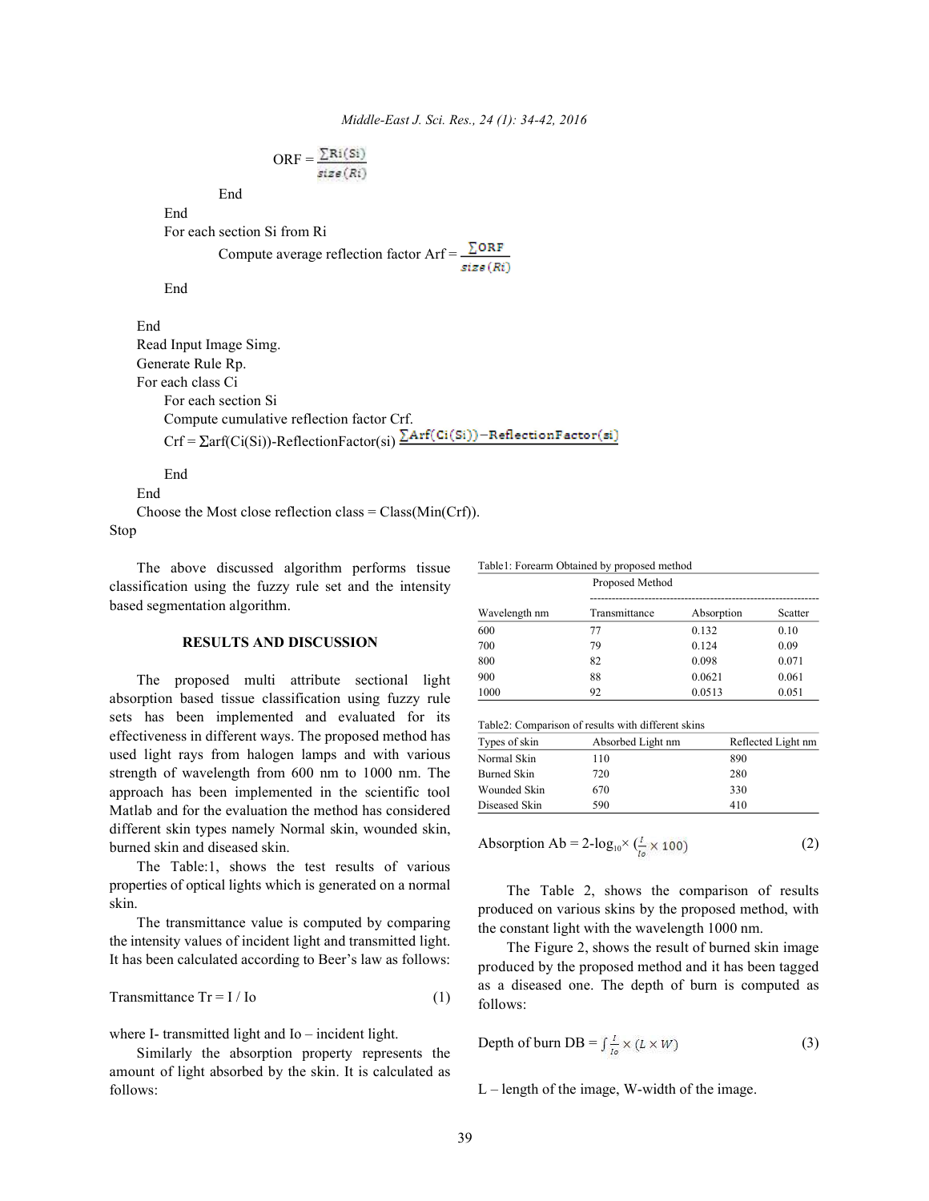$$ORF = \frac{\sum Ri(Si)}{size(Ri)}$$

End

End

For each section Si from Ri

Compute average reflection factor $Arf = \frac{\sum ORF}{size(Rt)}$

End

End

Read Input Image Simg.

Generate Rule Rp.

For each class Ci

For each section Si

Compute cumulative reflection factor Crf.

Crf = Σarf(Ci(Si))-ReflectionFactor(si) $\sum Arf(Ci(Si)) - ReflectionFactor(si)$

End

End

Choose the Most close reflection class = Class(Min(Crf)).

Stop

The above discussed algorithm performs tissue classification using the fuzzy rule set and the intensity based segmentation algorithm.

## RESULTS AND DISCUSSION

The proposed multi attribute sectional light absorption based tissue classification using fuzzy rule sets has been implemented and evaluated for its effectiveness in different ways. The proposed method has used light rays from halogen lamps and with various strength of wavelength from 600 nm to 1000 nm. The approach has been implemented in the scientific tool Matlab and for the evaluation the method has considered different skin types namely Normal skin, wounded skin, burned skin and diseased skin.

The Table:1, shows the test results of various properties of optical lights which is generated on a normal skin.

The transmittance value is computed by comparing the intensity values of incident light and transmitted light. It has been calculated according to Beer's law as follows:

$$\text{Transmittance } Tr = I / Io \tag{1}$$

where I- transmitted light and Io – incident light.

Similarly the absorption property represents the amount of light absorbed by the skin. It is calculated as follows:

Table1: Forearm Obtained by proposed method

| | Proposed Method | | |
|---|---|---|---|
| Wavelength nm | Transmittance | Absorption | Scatter |
| 600 | 77 | 0.132 | 0.10 |
| 700 | 79 | 0.124 | 0.09 |
| 800 | 82 | 0.098 | 0.071 |
| 900 | 88 | 0.0621 | 0.061 |
| 1000 | 92 | 0.0513 | 0.051 |

Table2: Comparison of results with different skins

| Types of skin | Absorbed Light nm | Reflected Light nm |
|---|---|---|
| Normal Skin | 110 | 890 |
| Burned Skin | 720 | 280 |
| Wounded Skin | 670 | 330 |
| Diseased Skin | 590 | 410 |

$$\text{Absorption } Ab = 2\text{-}\log_{10} \times \left(\frac{I}{Io} \times 100\right) \tag{2}$$

The Table 2, shows the comparison of results produced on various skins by the proposed method, with the constant light with the wavelength 1000 nm.

The Figure 2, shows the result of burned skin image produced by the proposed method and it has been tagged as a diseased one. The depth of burn is computed as follows:

$$\text{Depth of burn } DB = \int \frac{I}{Io} \times (L \times W) \tag{3}$$

L – length of the image, W-width of the image.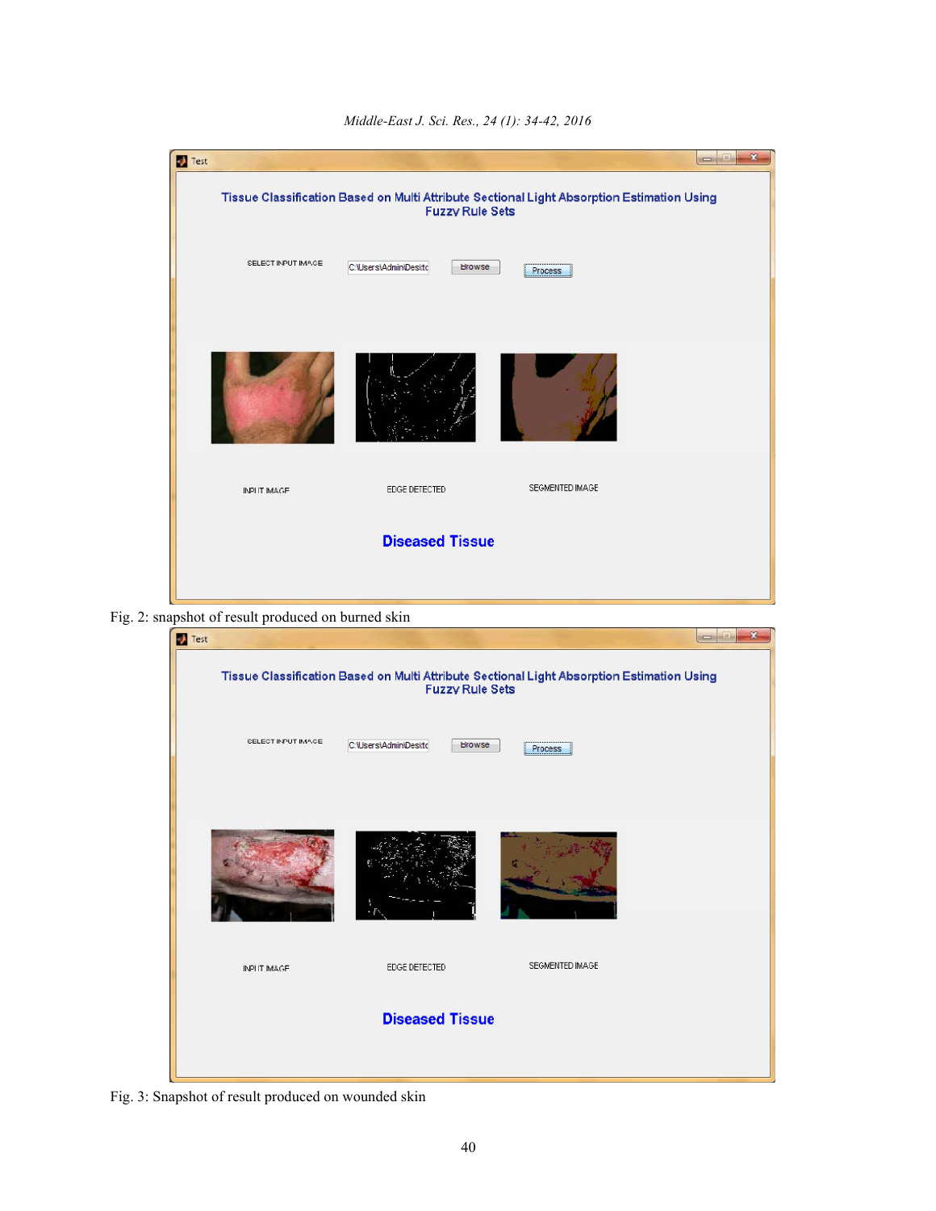Fig. 2: snapshot of result produced on burned skin

Fig. 3: Snapshot of result produced on wounded skin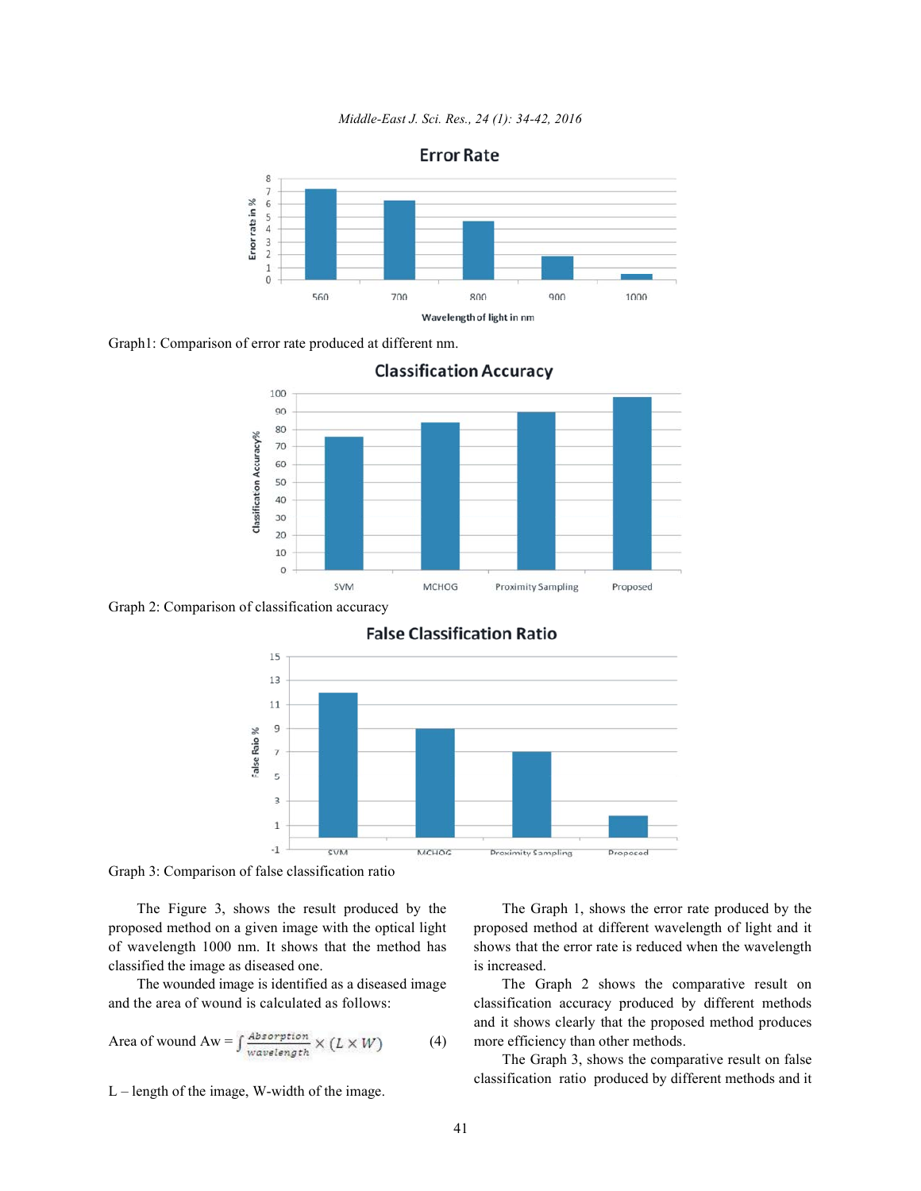Graph1: Comparison of error rate produced at different nm.

Graph 2: Comparison of classification accuracy

Graph 3: Comparison of false classification ratio

The Figure 3, shows the result produced by the proposed method on a given image with the optical light of wavelength 1000 nm. It shows that the method has classified the image as diseased one.

The wounded image is identified as a diseased image and the area of wound is calculated as follows:

$$\text{Area of wound Aw} = \int \frac{Absorption}{wavelength} \times (L \times W) \quad (4)$$

L – length of the image, W-width of the image.

The Graph 1, shows the error rate produced by the proposed method at different wavelength of light and it shows that the error rate is reduced when the wavelength is increased.

The Graph 2 shows the comparative result on classification accuracy produced by different methods and it shows clearly that the proposed method produces more efficiency than other methods.

The Graph 3, shows the comparative result on false classification ratio produced by different methods and it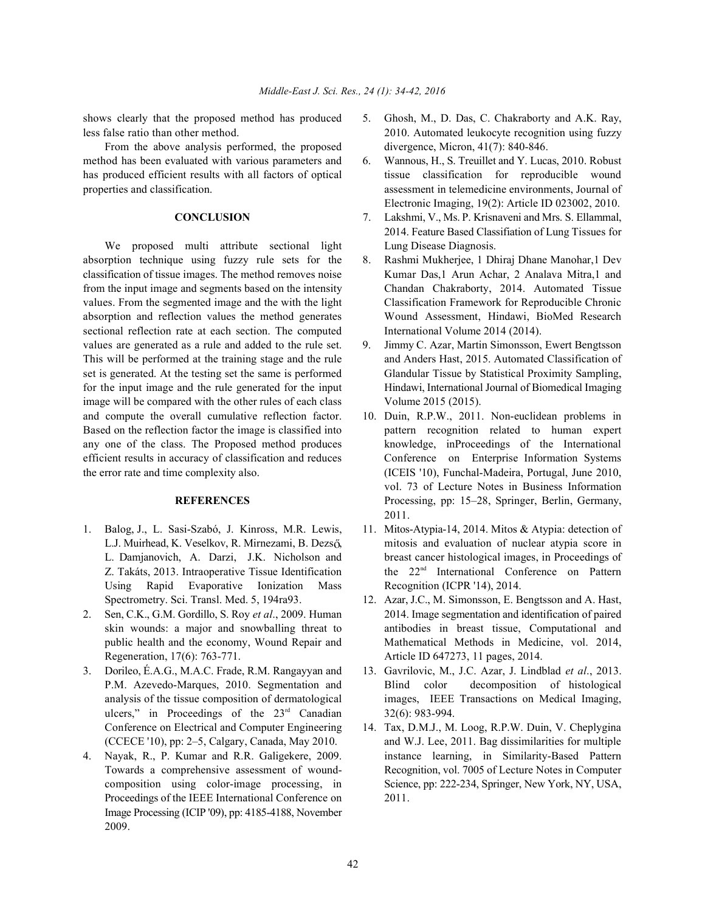shows clearly that the proposed method has produced less false ratio than other method.

From the above analysis performed, the proposed method has been evaluated with various parameters and has produced efficient results with all factors of optical properties and classification.

## CONCLUSION

We proposed multi attribute sectional light absorption technique using fuzzy rule sets for the classification of tissue images. The method removes noise from the input image and segments based on the intensity values. From the segmented image and the with the light absorption and reflection values the method generates sectional reflection rate at each section. The computed values are generated as a rule and added to the rule set. This will be performed at the training stage and the rule set is generated. At the testing set the same is performed for the input image and the rule generated for the input image will be compared with the other rules of each class and compute the overall cumulative reflection factor. Based on the reflection factor the image is classified into any one of the class. The Proposed method produces efficient results in accuracy of classification and reduces the error rate and time complexity also.

## REFERENCES

1. Balog, J., L. Sasi-Szabó, J. Kinross, M.R. Lewis, L.J. Muirhead, K. Veselkov, R. Mirnezami, B. Dezső, L. Damjanovich, A. Darzi, J.K. Nicholson and Z. Takáts, 2013. Intraoperative Tissue Identification Using Rapid Evaporative Ionization Mass Spectrometry. Sci. Transl. Med. 5, 194ra93.
2. Sen, C.K., G.M. Gordillo, S. Roy *et al*., 2009. Human skin wounds: a major and snowballing threat to public health and the economy, Wound Repair and Regeneration, 17(6): 763-771.
3. Dorileo, É.A.G., M.A.C. Frade, R.M. Rangayyan and P.M. Azevedo-Marques, 2010. Segmentation and analysis of the tissue composition of dermatological ulcers," in Proceedings of the 23rd Canadian Conference on Electrical and Computer Engineering (CCECE '10), pp: 2–5, Calgary, Canada, May 2010.
4. Nayak, R., P. Kumar and R.R. Galigekere, 2009. Towards a comprehensive assessment of wound-composition using color-image processing, in Proceedings of the IEEE International Conference on Image Processing (ICIP '09), pp: 4185-4188, November 2009.
5. Ghosh, M., D. Das, C. Chakraborty and A.K. Ray, 2010. Automated leukocyte recognition using fuzzy divergence, Micron, 41(7): 840-846.
6. Wannous, H., S. Treuillet and Y. Lucas, 2010. Robust tissue classification for reproducible wound assessment in telemedicine environments, Journal of Electronic Imaging, 19(2): Article ID 023002, 2010.
7. Lakshmi, V., Ms. P. Krisnaveni and Mrs. S. Ellammal, 2014. Feature Based Classifiation of Lung Tissues for Lung Disease Diagnosis.
8. Rashmi Mukherjee, 1 Dhiraj Dhane Manohar,1 Dev Kumar Das,1 Arun Achar, 2 Analava Mitra,1 and Chandan Chakraborty, 2014. Automated Tissue Classification Framework for Reproducible Chronic Wound Assessment, Hindawi, BioMed Research International Volume 2014 (2014).
9. Jimmy C. Azar, Martin Simonsson, Ewert Bengtsson and Anders Hast, 2015. Automated Classification of Glandular Tissue by Statistical Proximity Sampling, Hindawi, International Journal of Biomedical Imaging Volume 2015 (2015).
10. Duin, R.P.W., 2011. Non-euclidean problems in pattern recognition related to human expert knowledge, inProceedings of the International Conference on Enterprise Information Systems (ICEIS '10), Funchal-Madeira, Portugal, June 2010, vol. 73 of Lecture Notes in Business Information Processing, pp: 15–28, Springer, Berlin, Germany, 2011.
11. Mitos-Atypia-14, 2014. Mitos & Atypia: detection of mitosis and evaluation of nuclear atypia score in breast cancer histological images, in Proceedings of the 22nd International Conference on Pattern Recognition (ICPR '14), 2014.
12. Azar, J.C., M. Simonsson, E. Bengtsson and A. Hast, 2014. Image segmentation and identification of paired antibodies in breast tissue, Computational and Mathematical Methods in Medicine, vol. 2014, Article ID 647273, 11 pages, 2014.
13. Gavrilovic, M., J.C. Azar, J. Lindblad *et al*., 2013. Blind color decomposition of histological images, IEEE Transactions on Medical Imaging, 32(6): 983-994.
14. Tax, D.M.J., M. Loog, R.P.W. Duin, V. Cheplygina and W.J. Lee, 2011. Bag dissimilarities for multiple instance learning, in Similarity-Based Pattern Recognition, vol. 7005 of Lecture Notes in Computer Science, pp: 222-234, Springer, New York, NY, USA, 2011.